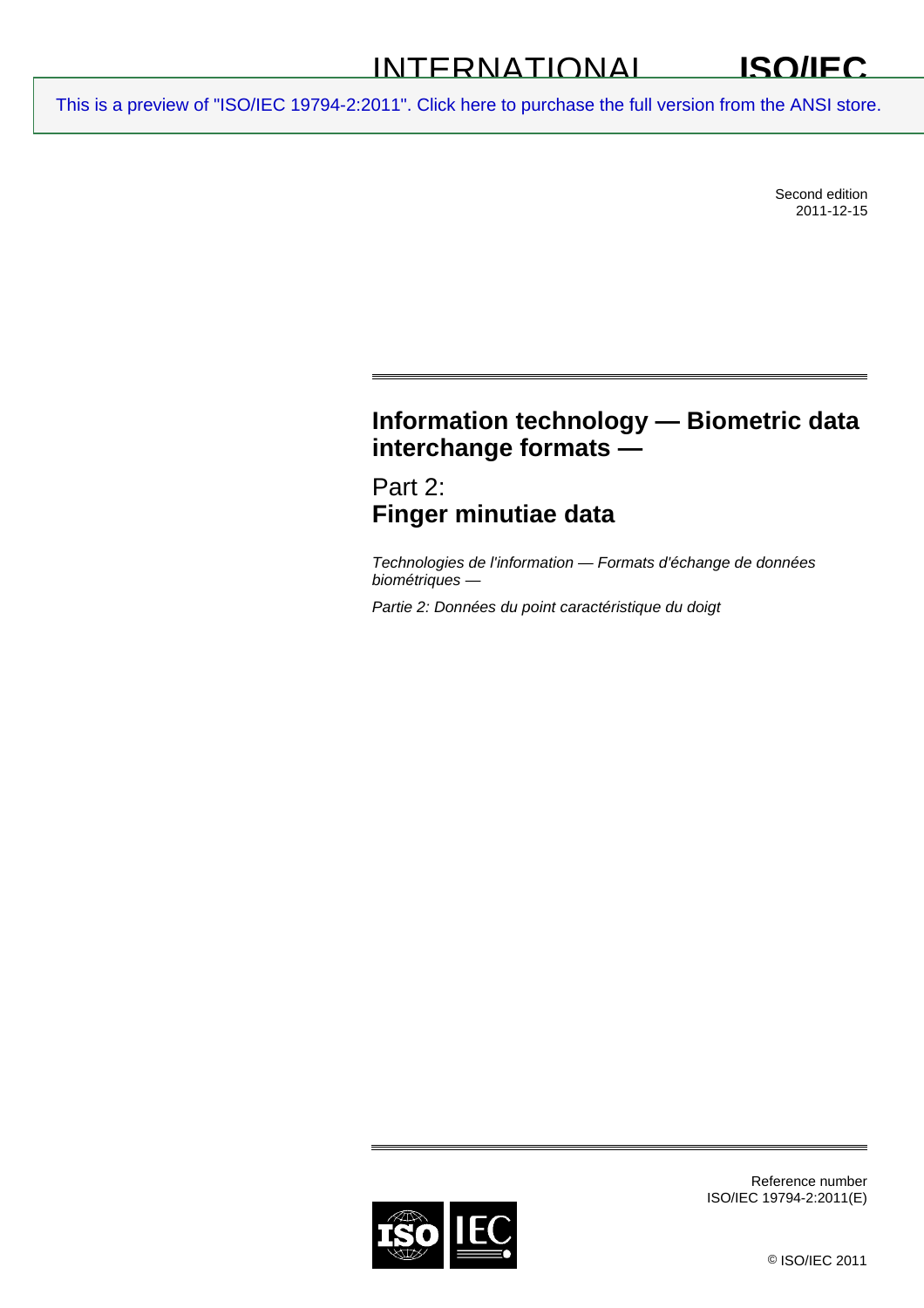INTERNATIONAL STANDARD **ISO/IEC 19794-2**

This is a preview of "ISO/IEC 19794-2:2011". Click here to purchase the full version from the ANSI store.

Second edition
2011-12-15

# Information technology — Biometric data interchange formats —

## Part 2:
## Finger minutiae data

*Technologies de l'information — Formats d'échange de données biométriques —*

*Partie 2: Données du point caractéristique du doigt*

Reference number
ISO/IEC 19794-2:2011(E)

© ISO/IEC 2011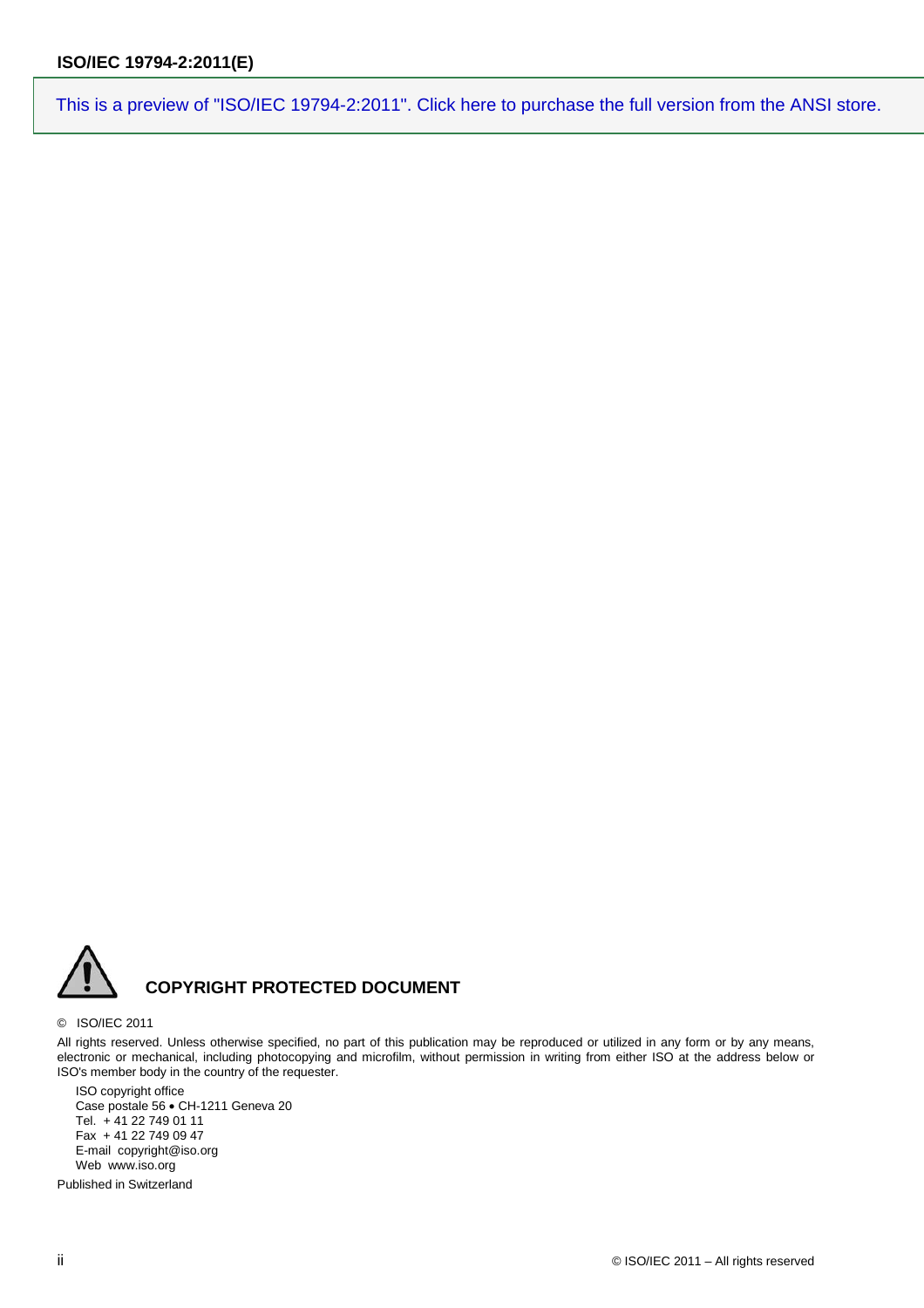This is a preview of "ISO/IEC 19794-2:2011". Click here to purchase the full version from the ANSI store.

**COPYRIGHT PROTECTED DOCUMENT**

© ISO/IEC 2011

All rights reserved. Unless otherwise specified, no part of this publication may be reproduced or utilized in any form or by any means, electronic or mechanical, including photocopying and microfilm, without permission in writing from either ISO at the address below or ISO's member body in the country of the requester.

ISO copyright office
Case postale 56 • CH-1211 Geneva 20
Tel. + 41 22 749 01 11
Fax + 41 22 749 09 47
E-mail copyright@iso.org
Web www.iso.org

Published in Switzerland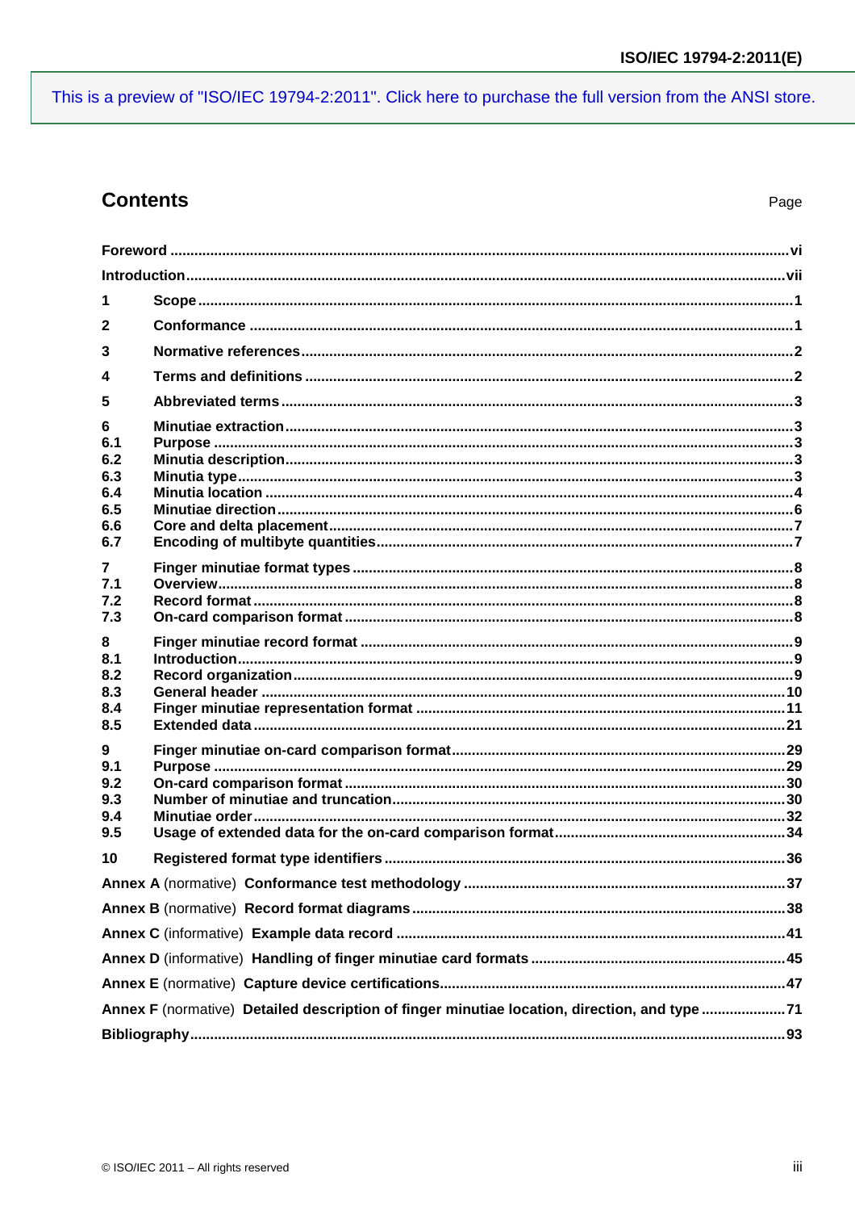## Contents

Page

Foreword ........................................................................................................................................vi

Introduction....................................................................................................................................vii

1 Scope ..........................................................................................................................................1

2 Conformance ..............................................................................................................................1

3 Normative references................................................................................................................2

4 Terms and definitions ................................................................................................................2

5 Abbreviated terms ......................................................................................................................3

6 Minutiae extraction.....................................................................................................................3
6.1 Purpose ......................................................................................................................................3
6.2 Minutia description.....................................................................................................................3
6.3 Minutia type.................................................................................................................................3
6.4 Minutia location ..........................................................................................................................4
6.5 Minutiae direction.......................................................................................................................6
6.6 Core and delta placement...........................................................................................................7
6.7 Encoding of multibyte quantities...............................................................................................7

7 Finger minutiae format types ....................................................................................................8
7.1 Overview.....................................................................................................................................8
7.2 Record format ............................................................................................................................8
7.3 On-card comparison format .......................................................................................................8

8 Finger minutiae record format ..................................................................................................9
8.1 Introduction.................................................................................................................................9
8.2 Record organization...................................................................................................................9
8.3 General header .........................................................................................................................10
8.4 Finger minutiae representation format ....................................................................................11
8.5 Extended data ...........................................................................................................................21

9 Finger minutiae on-card comparison format..........................................................................29
9.1 Purpose .....................................................................................................................................29
9.2 On-card comparison format .....................................................................................................30
9.3 Number of minutiae and truncation.........................................................................................30
9.4 Minutiae order............................................................................................................................32
9.5 Usage of extended data for the on-card comparison format.................................................34

10 Registered format type identifiers ...........................................................................................36

Annex A (normative) Conformance test methodology ...............................................................37

Annex B (normative) Record format diagrams............................................................................38

Annex C (informative) Example data record ................................................................................41

Annex D (informative) Handling of finger minutiae card formats ...............................................45

Annex E (normative) Capture device certifications.....................................................................47

Annex F (normative) Detailed description of finger minutiae location, direction, and type .....................71

Bibliography....................................................................................................................................93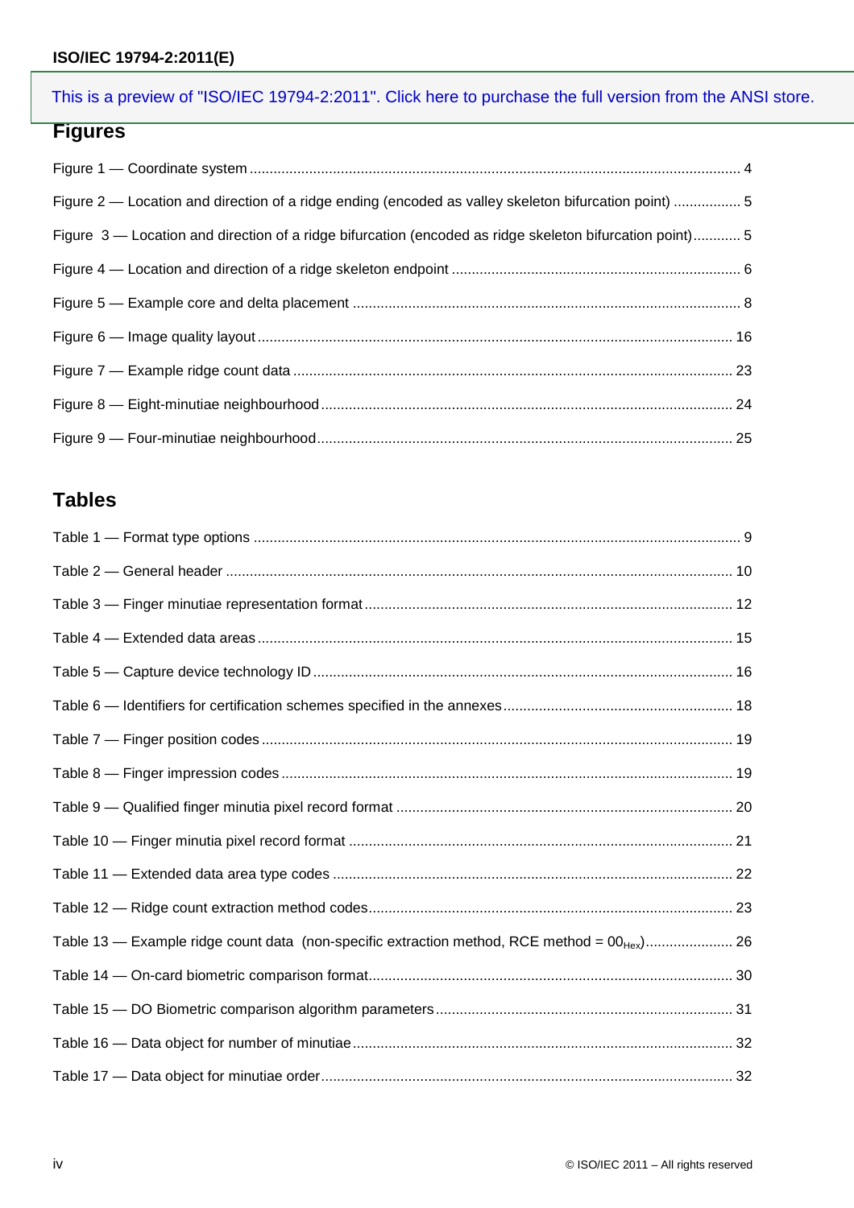## Figures

Figure 1 — Coordinate system ........................................................................................................................... 4

Figure 2 — Location and direction of a ridge ending (encoded as valley skeleton bifurcation point) ................. 5

Figure 3 — Location and direction of a ridge bifurcation (encoded as ridge skeleton bifurcation point)............ 5

Figure 4 — Location and direction of a ridge skeleton endpoint ........................................................................ 6

Figure 5 — Example core and delta placement ................................................................................................ 8

Figure 6 — Image quality layout ...................................................................................................................... 16

Figure 7 — Example ridge count data ............................................................................................................. 23

Figure 8 — Eight-minutiae neighbourhood ...................................................................................................... 24

Figure 9 — Four-minutiae neighbourhood ....................................................................................................... 25

## Tables

Table 1 — Format type options ......................................................................................................................... 9

Table 2 — General header .............................................................................................................................. 10

Table 3 — Finger minutiae representation format ............................................................................................ 12

Table 4 — Extended data areas ....................................................................................................................... 15

Table 5 — Capture device technology ID ......................................................................................................... 16

Table 6 — Identifiers for certification schemes specified in the annexes .......................................................... 18

Table 7 — Finger position codes ...................................................................................................................... 19

Table 8 — Finger impression codes ................................................................................................................. 19

Table 9 — Qualified finger minutia pixel record format .................................................................................... 20

Table 10 — Finger minutia pixel record format ................................................................................................ 21

Table 11 — Extended data area type codes .................................................................................................... 22

Table 12 — Ridge count extraction method codes ........................................................................................... 23

Table 13 — Example ridge count data (non-specific extraction method, RCE method = $00_{Hex}$)...................... 26

Table 14 — On-card biometric comparison format ........................................................................................... 30

Table 15 — DO Biometric comparison algorithm parameters .......................................................................... 31

Table 16 — Data object for number of minutiae ............................................................................................... 32

Table 17 — Data object for minutiae order ....................................................................................................... 32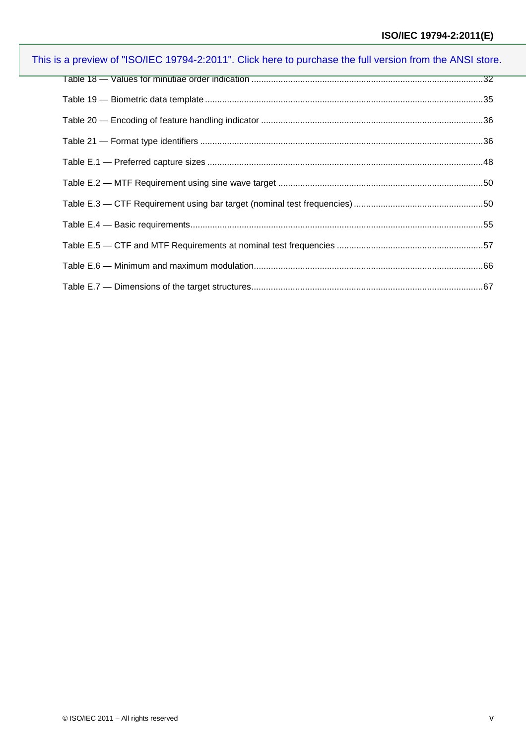Table 18 — Values for minutiae order indication ...............................................................................................32

Table 19 — Biometric data template ..................................................................................................................35

Table 20 — Encoding of feature handling indicator ...........................................................................................36

Table 21 — Format type identifiers ....................................................................................................................36

Table E.1 — Preferred capture sizes .................................................................................................................48

Table E.2 — MTF Requirement using sine wave target ....................................................................................50

Table E.3 — CTF Requirement using bar target (nominal test frequencies) .....................................................50

Table E.4 — Basic requirements........................................................................................................................55

Table E.5 — CTF and MTF Requirements at nominal test frequencies ............................................................57

Table E.6 — Minimum and maximum modulation..............................................................................................66

Table E.7 — Dimensions of the target structures...............................................................................................67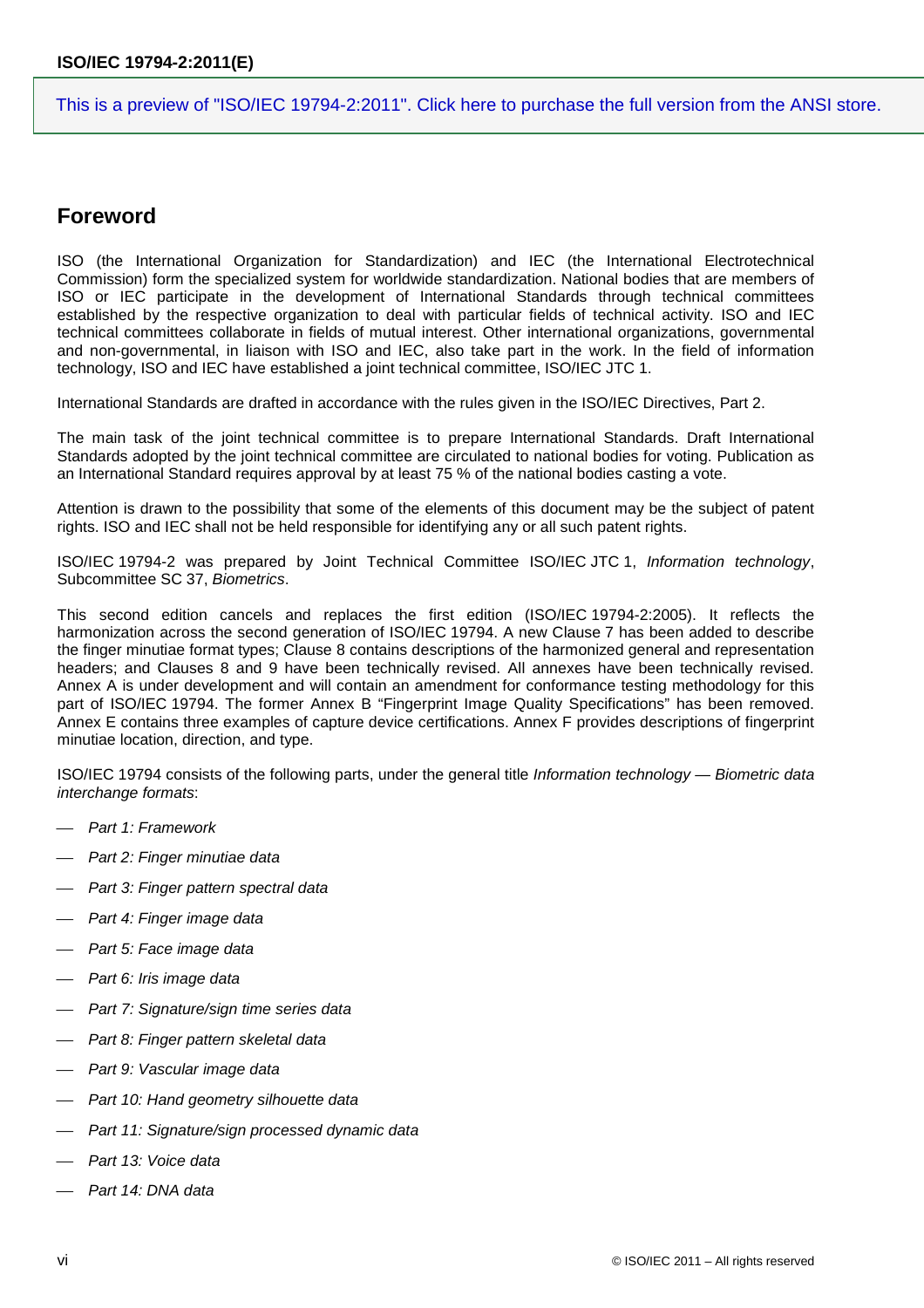## Foreword

ISO (the International Organization for Standardization) and IEC (the International Electrotechnical Commission) form the specialized system for worldwide standardization. National bodies that are members of ISO or IEC participate in the development of International Standards through technical committees established by the respective organization to deal with particular fields of technical activity. ISO and IEC technical committees collaborate in fields of mutual interest. Other international organizations, governmental and non-governmental, in liaison with ISO and IEC, also take part in the work. In the field of information technology, ISO and IEC have established a joint technical committee, ISO/IEC JTC 1.

International Standards are drafted in accordance with the rules given in the ISO/IEC Directives, Part 2.

The main task of the joint technical committee is to prepare International Standards. Draft International Standards adopted by the joint technical committee are circulated to national bodies for voting. Publication as an International Standard requires approval by at least 75 % of the national bodies casting a vote.

Attention is drawn to the possibility that some of the elements of this document may be the subject of patent rights. ISO and IEC shall not be held responsible for identifying any or all such patent rights.

ISO/IEC 19794-2 was prepared by Joint Technical Committee ISO/IEC JTC 1, *Information technology*, Subcommittee SC 37, *Biometrics*.

This second edition cancels and replaces the first edition (ISO/IEC 19794-2:2005). It reflects the harmonization across the second generation of ISO/IEC 19794. A new Clause 7 has been added to describe the finger minutiae format types; Clause 8 contains descriptions of the harmonized general and representation headers; and Clauses 8 and 9 have been technically revised. All annexes have been technically revised. Annex A is under development and will contain an amendment for conformance testing methodology for this part of ISO/IEC 19794. The former Annex B "Fingerprint Image Quality Specifications" has been removed. Annex E contains three examples of capture device certifications. Annex F provides descriptions of fingerprint minutiae location, direction, and type.

ISO/IEC 19794 consists of the following parts, under the general title *Information technology — Biometric data interchange formats*:

- *Part 1: Framework*
- *Part 2: Finger minutiae data*
- *Part 3: Finger pattern spectral data*
- *Part 4: Finger image data*
- *Part 5: Face image data*
- *Part 6: Iris image data*
- *Part 7: Signature/sign time series data*
- *Part 8: Finger pattern skeletal data*
- *Part 9: Vascular image data*
- *Part 10: Hand geometry silhouette data*
- *Part 11: Signature/sign processed dynamic data*
- *Part 13: Voice data*
- *Part 14: DNA data*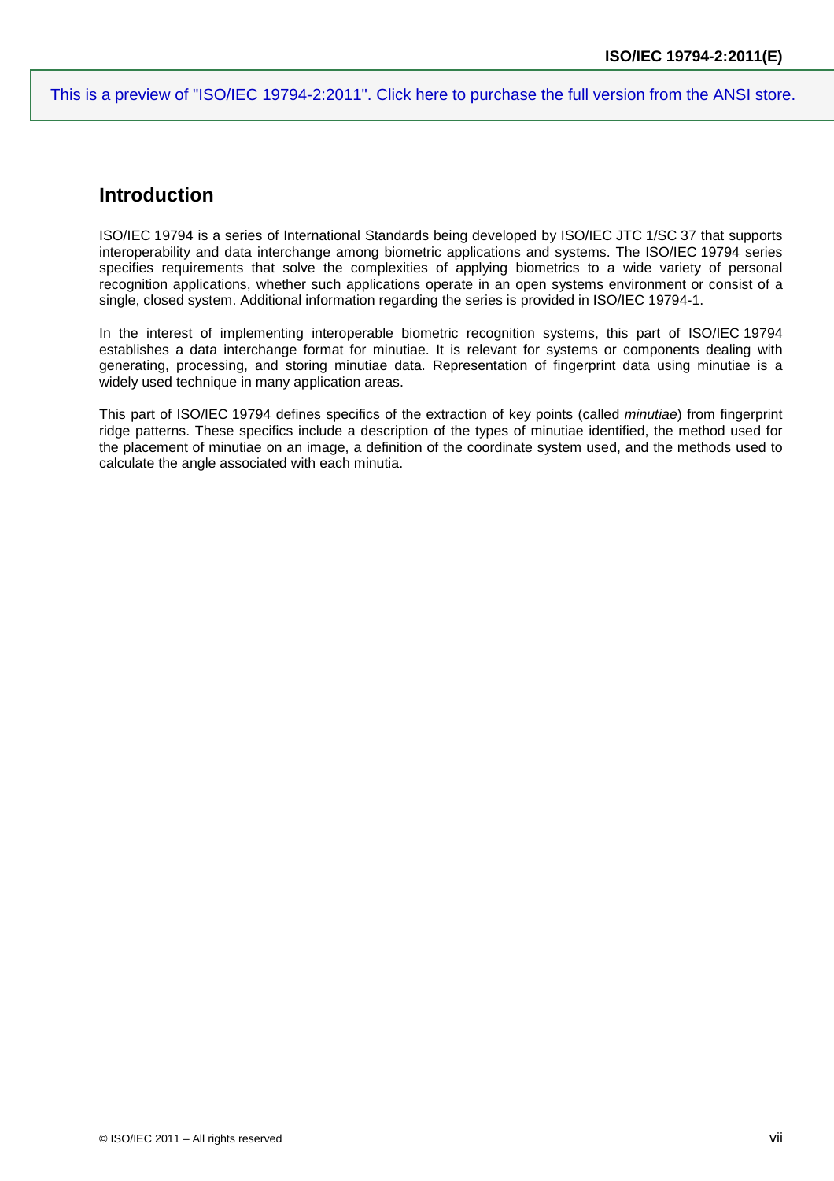This is a preview of "ISO/IEC 19794-2:2011". Click here to purchase the full version from the ANSI store.

## Introduction

ISO/IEC 19794 is a series of International Standards being developed by ISO/IEC JTC 1/SC 37 that supports interoperability and data interchange among biometric applications and systems. The ISO/IEC 19794 series specifies requirements that solve the complexities of applying biometrics to a wide variety of personal recognition applications, whether such applications operate in an open systems environment or consist of a single, closed system. Additional information regarding the series is provided in ISO/IEC 19794-1.

In the interest of implementing interoperable biometric recognition systems, this part of ISO/IEC 19794 establishes a data interchange format for minutiae. It is relevant for systems or components dealing with generating, processing, and storing minutiae data. Representation of fingerprint data using minutiae is a widely used technique in many application areas.

This part of ISO/IEC 19794 defines specifics of the extraction of key points (called *minutiae*) from fingerprint ridge patterns. These specifics include a description of the types of minutiae identified, the method used for the placement of minutiae on an image, a definition of the coordinate system used, and the methods used to calculate the angle associated with each minutia.